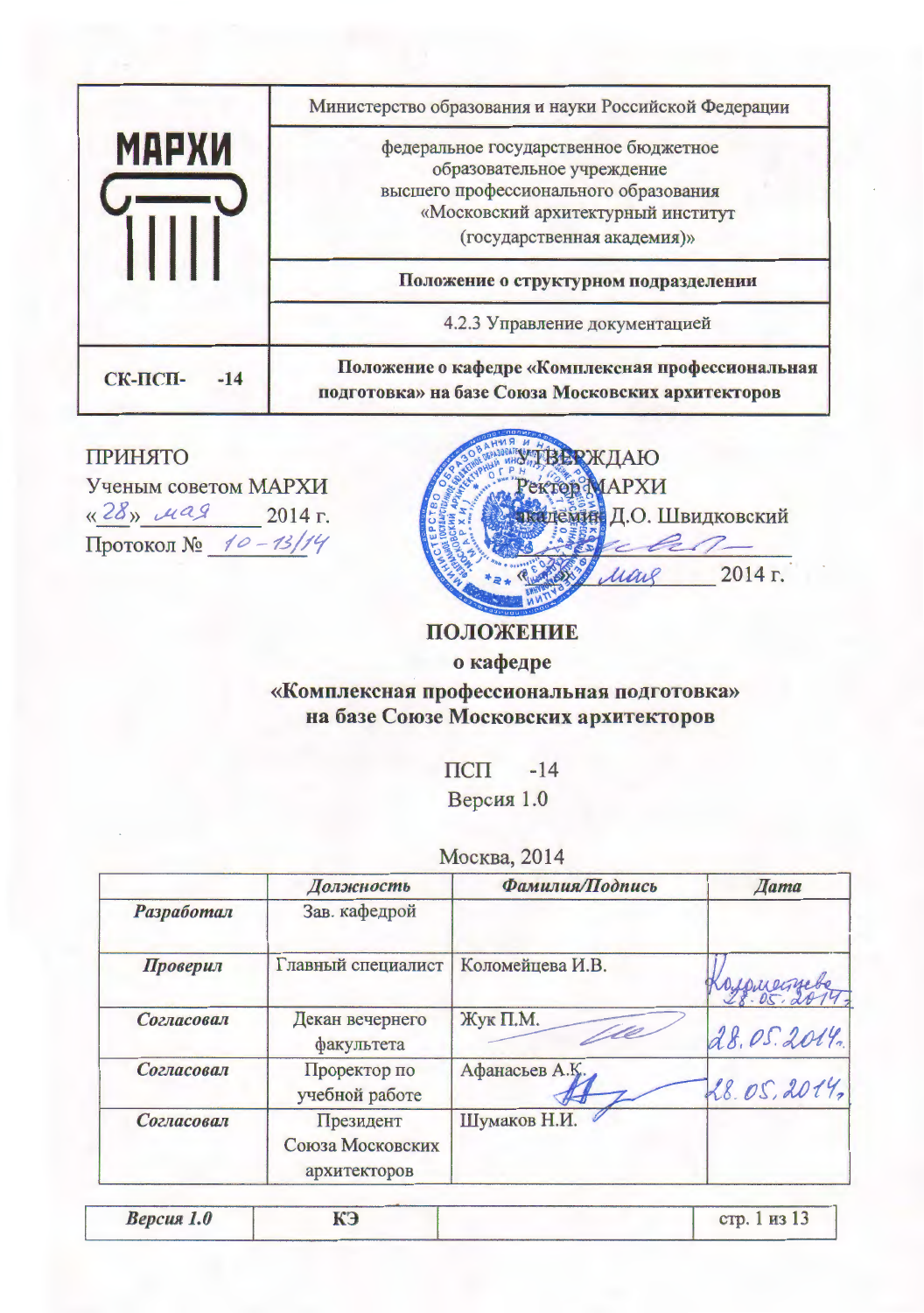| МАРХИ | Министерство образования и науки Российской Федерации |
|---|---|
| | федеральное государственное бюджетное образовательное учреждение высшего профессионального образования «Московский архитектурный институт (государственная академия)» |
| | **Положение о структурном подразделении** |
| | 4.2.3 Управление документацией |
| **СК-ПСП- -14** | **Положение о кафедре «Комплексная профессиональная подготовка» на базе Союза Московских архитекторов** |

ПРИНЯТО
Ученым советом МАРХИ
«28» мая 2014 г.
Протокол № 10-13/14

УТВЕРЖДАЮ
Ректор МАРХИ
академик Д.О. Швидковский
\_\_\_\_\_\_\_\_\_\_\_\_
« » мая 2014 г.

# ПОЛОЖЕНИЕ
## о кафедре
## «Комплексная профессиональная подготовка» на базе Союзе Московских архитекторов

ПСП -14
Версия 1.0

Москва, 2014

| | *Должность* | *Фамилия/Подпись* | *Дата* |
|---|---|---|---|
| ***Разработал*** | Зав. кафедрой | | |
| ***Проверил*** | Главный специалист | Коломейцева И.В. | 28.05.2014 |
| ***Согласовал*** | Декан вечернего факультета | Жук П.М. | 28.05.2014 |
| ***Согласовал*** | Проректор по учебной работе | Афанасьев А.К. | 28.05.2014 |
| ***Согласовал*** | Президент Союза Московских архитекторов | Шумаков Н.И. | |

| *Версия 1.0* | КЭ | | |
|---|---|---|---|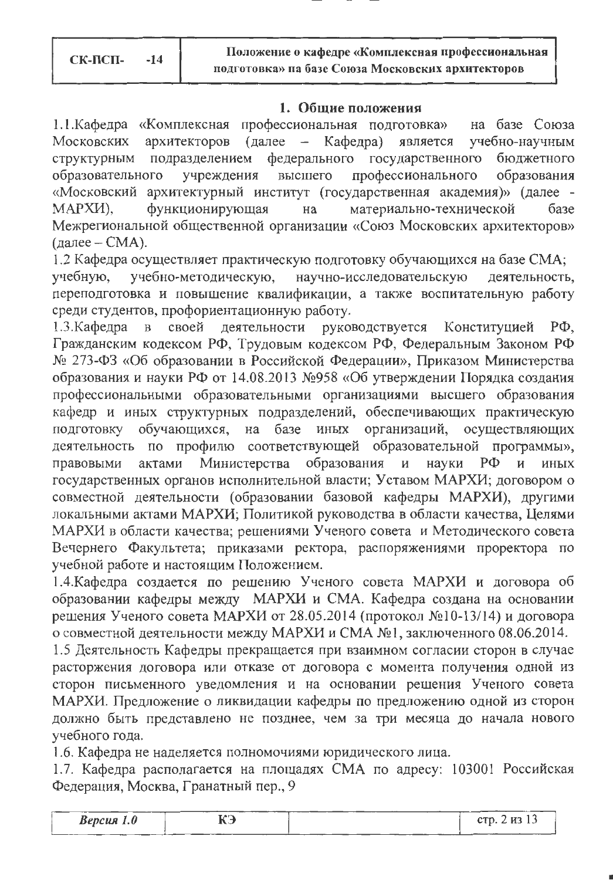## 1. Общие положения

1.1.Кафедра «Комплексная профессиональная подготовка» на базе Союза Московских архитекторов (далее – Кафедра) является учебно-научным структурным подразделением федерального государственного бюджетного образовательного учреждения высшего профессионального образования «Московский архитектурный институт (государственная академия)» (далее - МАРХИ), функционирующая на материально-технической базе Межрегиональной общественной организации «Союз Московских архитекторов» (далее – СМА).

1.2 Кафедра осуществляет практическую подготовку обучающихся на базе СМА; учебную, учебно-методическую, научно-исследовательскую деятельность, переподготовка и повышение квалификации, а также воспитательную работу среди студентов, профориентационную работу.

1.3.Кафедра в своей деятельности руководствуется Конституцией РФ, Гражданским кодексом РФ, Трудовым кодексом РФ, Федеральным Законом РФ № 273-ФЗ «Об образовании в Российской Федерации», Приказом Министерства образования и науки РФ от 14.08.2013 №958 «Об утверждении Порядка создания профессиональными образовательными организациями высшего образования кафедр и иных структурных подразделений, обеспечивающих практическую подготовку обучающихся, на базе иных организаций, осуществляющих деятельность по профилю соответствующей образовательной программы», правовыми актами Министерства образования и науки РФ и иных государственных органов исполнительной власти; Уставом МАРХИ; договором о совместной деятельности (образовании базовой кафедры МАРХИ), другими локальными актами МАРХИ; Политикой руководства в области качества, Целями МАРХИ в области качества; решениями Ученого совета и Методического совета Вечернего Факультета; приказами ректора, распоряжениями проректора по учебной работе и настоящим Положением.

1.4.Кафедра создается по решению Ученого совета МАРХИ и договора об образовании кафедры между МАРХИ и СМА. Кафедра создана на основании решения Ученого совета МАРХИ от 28.05.2014 (протокол №10-13/14) и договора о совместной деятельности между МАРХИ и СМА №1, заключенного 08.06.2014.

1.5 Деятельность Кафедры прекращается при взаимном согласии сторон в случае расторжения договора или отказе от договора с момента получения одной из сторон письменного уведомления и на основании решения Ученого совета МАРХИ. Предложение о ликвидации кафедры по предложению одной из сторон должно быть представлено не позднее, чем за три месяца до начала нового учебного года.

1.6. Кафедра не наделяется полномочиями юридического лица.

1.7. Кафедра располагается на площадях СМА по адресу: 103001 Российская Федерация, Москва, Гранатный пер., 9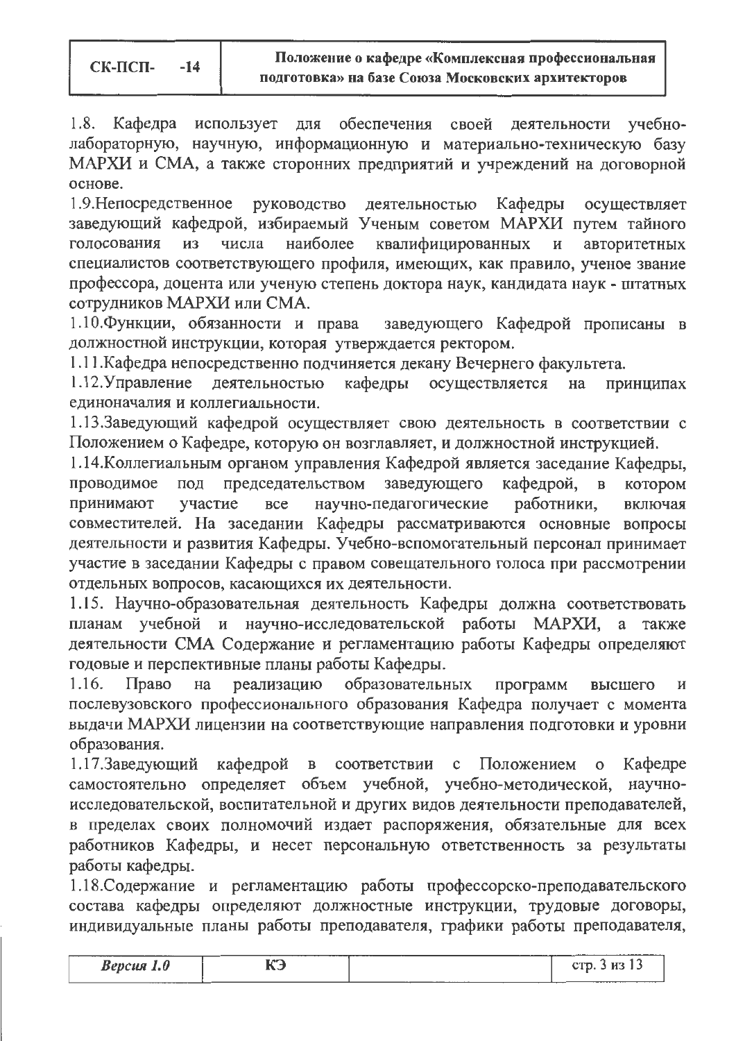1.8. Кафедра использует для обеспечения своей деятельности учебно-лабораторную, научную, информационную и материально-техническую базу МАРХИ и СМА, а также сторонних предприятий и учреждений на договорной основе.

1.9.Непосредственное руководство деятельностью Кафедры осуществляет заведующий кафедрой, избираемый Ученым советом МАРХИ путем тайного голосования из числа наиболее квалифицированных и авторитетных специалистов соответствующего профиля, имеющих, как правило, ученое звание профессора, доцента или ученую степень доктора наук, кандидата наук - штатных сотрудников МАРХИ или СМА.

1.10.Функции, обязанности и права заведующего Кафедрой прописаны в должностной инструкции, которая утверждается ректором.

1.11.Кафедра непосредственно подчиняется декану Вечернего факультета.

1.12.Управление деятельностью кафедры осуществляется на принципах единоначалия и коллегиальности.

1.13.Заведующий кафедрой осуществляет свою деятельность в соответствии с Положением о Кафедре, которую он возглавляет, и должностной инструкцией.

1.14.Коллегиальным органом управления Кафедрой является заседание Кафедры, проводимое под председательством заведующего кафедрой, в котором принимают участие все научно-педагогические работники, включая совместителей. На заседании Кафедры рассматриваются основные вопросы деятельности и развития Кафедры. Учебно-вспомогательный персонал принимает участие в заседании Кафедры с правом совещательного голоса при рассмотрении отдельных вопросов, касающихся их деятельности.

1.15. Научно-образовательная деятельность Кафедры должна соответствовать планам учебной и научно-исследовательской работы МАРХИ, а также деятельности СМА Содержание и регламентацию работы Кафедры определяют годовые и перспективные планы работы Кафедры.

1.16. Право на реализацию образовательных программ высшего и послевузовского профессионального образования Кафедра получает с момента выдачи МАРХИ лицензии на соответствующие направления подготовки и уровни образования.

1.17.Заведующий кафедрой в соответствии с Положением о Кафедре самостоятельно определяет объем учебной, учебно-методической, научно-исследовательской, воспитательной и других видов деятельности преподавателей, в пределах своих полномочий издает распоряжения, обязательные для всех работников Кафедры, и несет персональную ответственность за результаты работы кафедры.

1.18.Содержание и регламентацию работы профессорско-преподавательского состава кафедры определяют должностные инструкции, трудовые договоры, индивидуальные планы работы преподавателя, графики работы преподавателя,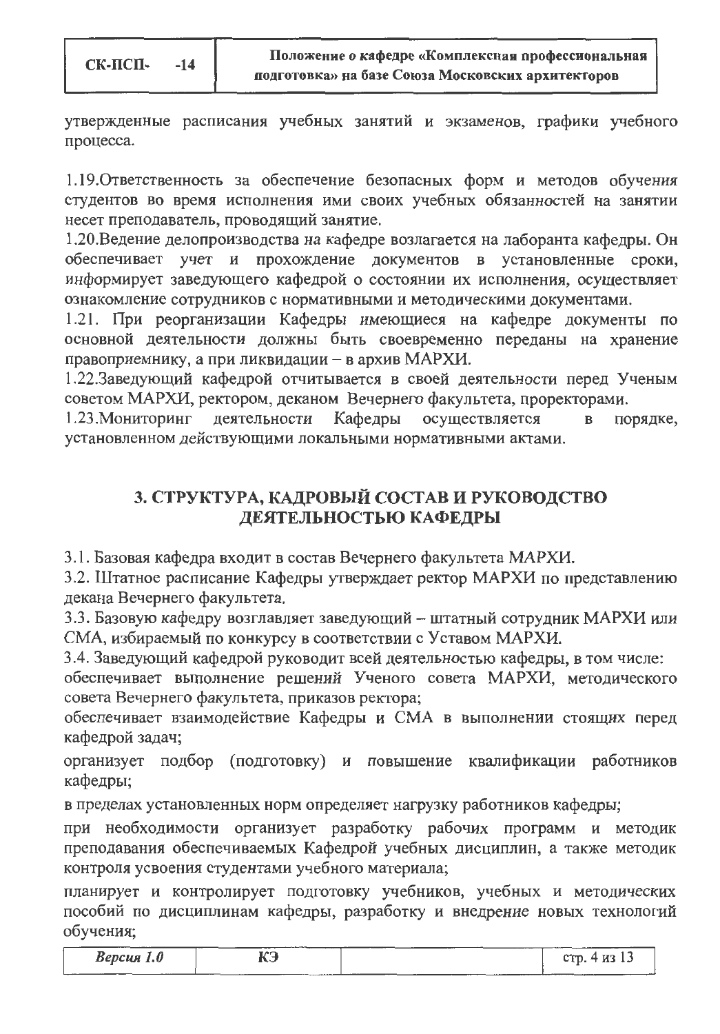утвержденные расписания учебных занятий и экзаменов, графики учебного процесса.

1.19.Ответственность за обеспечение безопасных форм и методов обучения студентов во время исполнения ими своих учебных обязанностей на занятии несет преподаватель, проводящий занятие.

1.20.Ведение делопроизводства на кафедре возлагается на лаборанта кафедры. Он обеспечивает учет и прохождение документов в установленные сроки, информирует заведующего кафедрой о состоянии их исполнения, осуществляет ознакомление сотрудников с нормативными и методическими документами.

1.21. При реорганизации Кафедры имеющиеся на кафедре документы по основной деятельности должны быть своевременно переданы на хранение правоприемнику, а при ликвидации – в архив МАРХИ.

1.22.Заведующий кафедрой отчитывается в своей деятельности перед Ученым советом МАРХИ, ректором, деканом Вечернего факультета, проректорами.

1.23.Мониторинг деятельности Кафедры осуществляется в порядке, установленном действующими локальными нормативными актами.

## 3. СТРУКТУРА, КАДРОВЫЙ СОСТАВ И РУКОВОДСТВО ДЕЯТЕЛЬНОСТЬЮ КАФЕДРЫ

3.1. Базовая кафедра входит в состав Вечернего факультета МАРХИ.

3.2. Штатное расписание Кафедры утверждает ректор МАРХИ по представлению декана Вечернего факультета.

3.3. Базовую кафедру возглавляет заведующий – штатный сотрудник МАРХИ или СМА, избираемый по конкурсу в соответствии с Уставом МАРХИ.

3.4. Заведующий кафедрой руководит всей деятельностью кафедры, в том числе:

обеспечивает выполнение решений Ученого совета МАРХИ, методического совета Вечернего факультета, приказов ректора;

обеспечивает взаимодействие Кафедры и СМА в выполнении стоящих перед кафедрой задач;

организует подбор (подготовку) и повышение квалификации работников кафедры;

в пределах установленных норм определяет нагрузку работников кафедры;

при необходимости организует разработку рабочих программ и методик преподавания обеспечиваемых Кафедрой учебных дисциплин, а также методик контроля усвоения студентами учебного материала;

планирует и контролирует подготовку учебников, учебных и методических пособий по дисциплинам кафедры, разработку и внедрение новых технологий обучения;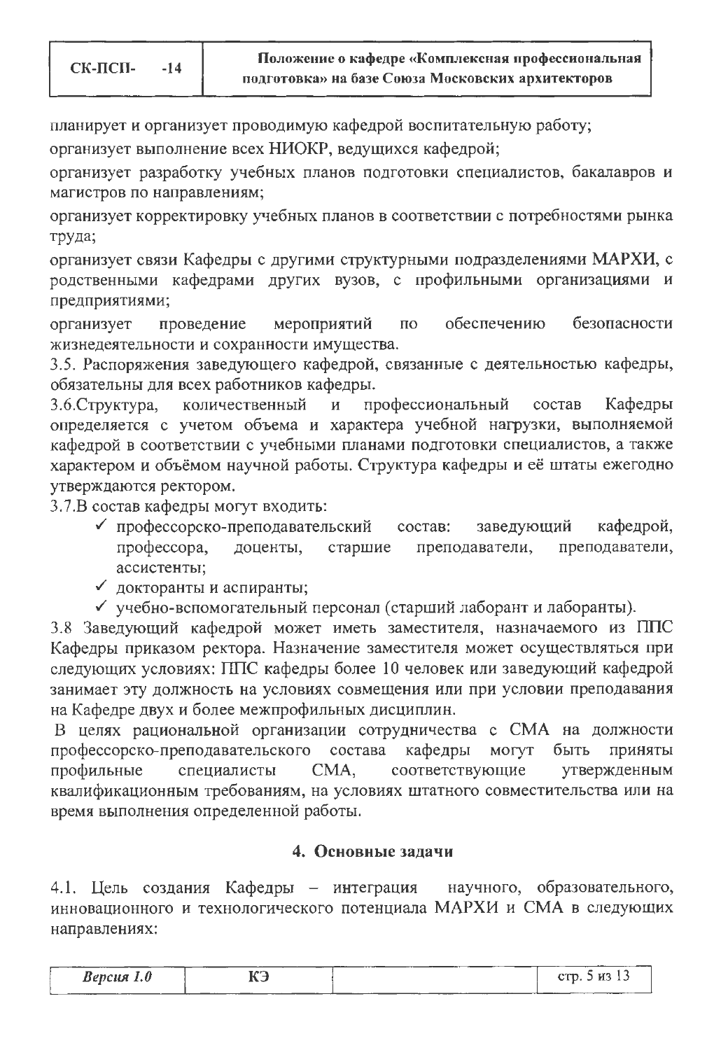планирует и организует проводимую кафедрой воспитательную работу;

организует выполнение всех НИОКР, ведущихся кафедрой;

организует разработку учебных планов подготовки специалистов, бакалавров и магистров по направлениям;

организует корректировку учебных планов в соответствии с потребностями рынка труда;

организует связи Кафедры с другими структурными подразделениями МАРХИ, с родственными кафедрами других вузов, с профильными организациями и предприятиями;

организует проведение мероприятий по обеспечению безопасности жизнедеятельности и сохранности имущества.

3.5. Распоряжения заведующего кафедрой, связанные с деятельностью кафедры, обязательны для всех работников кафедры.

3.6.Структура, количественный и профессиональный состав Кафедры определяется с учетом объема и характера учебной нагрузки, выполняемой кафедрой в соответствии с учебными планами подготовки специалистов, а также характером и объёмом научной работы. Структура кафедры и её штаты ежегодно утверждаются ректором.

3.7.В состав кафедры могут входить:

- ✓ профессорско-преподавательский состав: заведующий кафедрой, профессора, доценты, старшие преподаватели, преподаватели, ассистенты;
- ✓ докторанты и аспиранты;
- ✓ учебно-вспомогательный персонал (старший лаборант и лаборанты).

3.8 Заведующий кафедрой может иметь заместителя, назначаемого из ППС Кафедры приказом ректора. Назначение заместителя может осуществляться при следующих условиях: ППС кафедры более 10 человек или заведующий кафедрой занимает эту должность на условиях совмещения или при условии преподавания на Кафедре двух и более межпрофильных дисциплин.

В целях рациональной организации сотрудничества с СМА на должности профессорско-преподавательского состава кафедры могут быть приняты профильные специалисты СМА, соответствующие утвержденным квалификационным требованиям, на условиях штатного совместительства или на время выполнения определенной работы.

## 4. Основные задачи

4.1. Цель создания Кафедры – интеграция научного, образовательного, инновационного и технологического потенциала МАРХИ и СМА в следующих направлениях: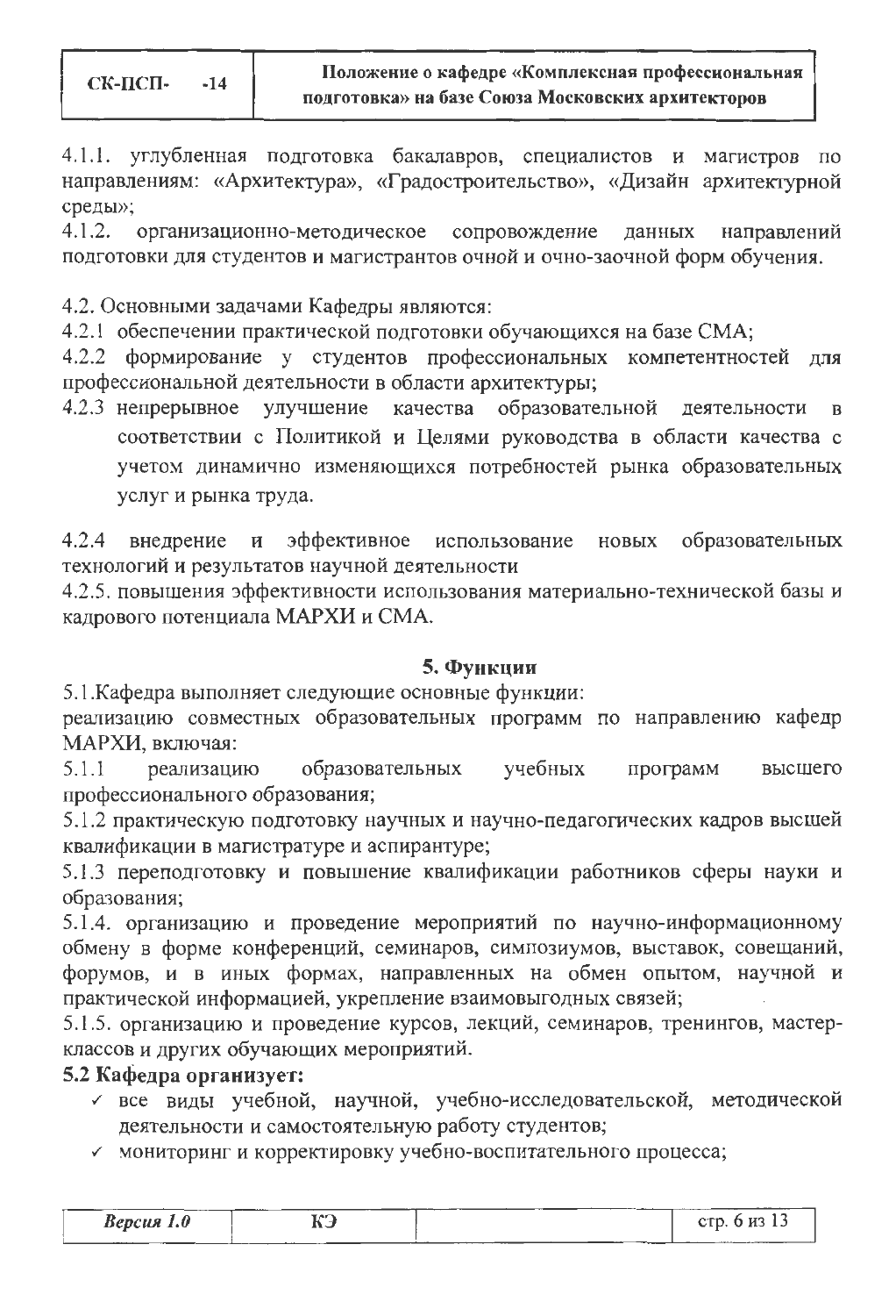4.1.1. углубленная подготовка бакалавров, специалистов и магистров по направлениям: «Архитектура», «Градостроительство», «Дизайн архитектурной среды»;

4.1.2. организационно-методическое сопровождение данных направлений подготовки для студентов и магистрантов очной и очно-заочной форм обучения.

4.2. Основными задачами Кафедры являются:

4.2.1 обеспечении практической подготовки обучающихся на базе СМА;

4.2.2 формирование у студентов профессиональных компетентностей для профессиональной деятельности в области архитектуры;

4.2.3 непрерывное улучшение качества образовательной деятельности в соответствии с Политикой и Целями руководства в области качества с учетом динамично изменяющихся потребностей рынка образовательных услуг и рынка труда.

4.2.4 внедрение и эффективное использование новых образовательных технологий и результатов научной деятельности

4.2.5. повышения эффективности использования материально-технической базы и кадрового потенциала МАРХИ и СМА.

## 5. Функции

5.1.Кафедра выполняет следующие основные функции:

реализацию совместных образовательных программ по направлению кафедр МАРХИ, включая:

5.1.1 реализацию образовательных учебных программ высшего профессионального образования;

5.1.2 практическую подготовку научных и научно-педагогических кадров высшей квалификации в магистратуре и аспирантуре;

5.1.3 переподготовку и повышение квалификации работников сферы науки и образования;

5.1.4. организацию и проведение мероприятий по научно-информационному обмену в форме конференций, семинаров, симпозиумов, выставок, совещаний, форумов, и в иных формах, направленных на обмен опытом, научной и практической информацией, укрепление взаимовыгодных связей;

5.1.5. организацию и проведение курсов, лекций, семинаров, тренингов, мастер-классов и других обучающих мероприятий.

**5.2 Кафедра организует:**

- ✓ все виды учебной, научной, учебно-исследовательской, методической деятельности и самостоятельную работу студентов;
- ✓ мониторинг и корректировку учебно-воспитательного процесса;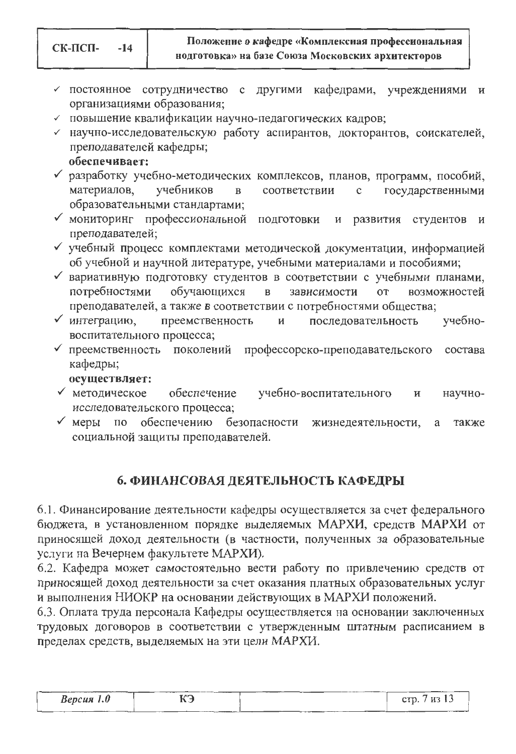- ✓ постоянное сотрудничество с другими кафедрами, учреждениями и организациями образования;
- ✓ повышение квалификации научно-педагогических кадров;
- ✓ научно-исследовательскую работу аспирантов, докторантов, соискателей, преподавателей кафедры;

**обеспечивает:**

- ✓ разработку учебно-методических комплексов, планов, программ, пособий, материалов, учебников в соответствии с государственными образовательными стандартами;
- ✓ мониторинг профессиональной подготовки и развития студентов и преподавателей;
- ✓ учебный процесс комплектами методической документации, информацией об учебной и научной литературе, учебными материалами и пособиями;
- ✓ вариативную подготовку студентов в соответствии с учебными планами, потребностями обучающихся в зависимости от возможностей преподавателей, а также в соответствии с потребностями общества;
- ✓ интеграцию, преемственность и последовательность учебно-воспитательного процесса;
- ✓ преемственность поколений профессорско-преподавательского состава кафедры;

**осуществляет:**

- ✓ методическое обеспечение учебно-воспитательного и научно-исследовательского процесса;
- ✓ меры по обеспечению безопасности жизнедеятельности, а также социальной защиты преподавателей.

## 6. ФИНАНСОВАЯ ДЕЯТЕЛЬНОСТЬ КАФЕДРЫ

6.1. Финансирование деятельности кафедры осуществляется за счет федерального бюджета, в установленном порядке выделяемых МАРХИ, средств МАРХИ от приносящей доход деятельности (в частности, полученных за образовательные услуги на Вечернем факультете МАРХИ).

6.2. Кафедра может самостоятельно вести работу по привлечению средств от приносящей доход деятельности за счет оказания платных образовательных услуг и выполнения НИОКР на основании действующих в МАРХИ положений.

6.3. Оплата труда персонала Кафедры осуществляется на основании заключенных трудовых договоров в соответствии с утвержденным штатным расписанием в пределах средств, выделяемых на эти цели МАРХИ.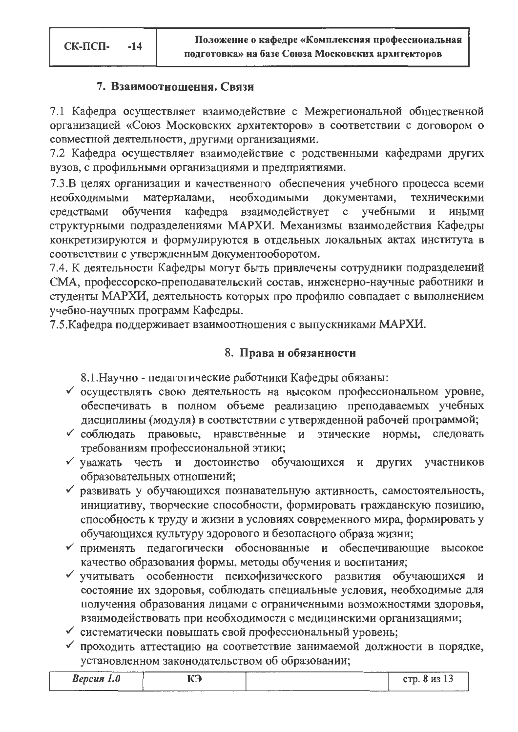## 7. Взаимоотношения. Связи

7.1 Кафедра осуществляет взаимодействие с Межрегиональной общественной организацией «Союз Московских архитекторов» в соответствии с договором о совместной деятельности, другими организациями.

7.2 Кафедра осуществляет взаимодействие с родственными кафедрами других вузов, с профильными организациями и предприятиями.

7.3.В целях организации и качественного обеспечения учебного процесса всеми необходимыми материалами, необходимыми документами, техническими средствами обучения кафедра взаимодействует с учебными и иными структурными подразделениями МАРХИ. Механизмы взаимодействия Кафедры конкретизируются и формулируются в отдельных локальных актах института в соответствии с утвержденным документооборотом.

7.4. К деятельности Кафедры могут быть привлечены сотрудники подразделений СМА, профессорско-преподавательский состав, инженерно-научные работники и студенты МАРХИ, деятельность которых про профилю совпадает с выполнением учебно-научных программ Кафедры.

7.5.Кафедра поддерживает взаимоотношения с выпускниками МАРХИ.

## 8. Права и обязанности

8.1.Научно - педагогические работники Кафедры обязаны:

- ✓ осуществлять свою деятельность на высоком профессиональном уровне, обеспечивать в полном объеме реализацию преподаваемых учебных дисциплины (модуля) в соответствии с утвержденной рабочей программой;
- ✓ соблюдать правовые, нравственные и этические нормы, следовать требованиям профессиональной этики;
- ✓ уважать честь и достоинство обучающихся и других участников образовательных отношений;
- ✓ развивать у обучающихся познавательную активность, самостоятельность, инициативу, творческие способности, формировать гражданскую позицию, способность к труду и жизни в условиях современного мира, формировать у обучающихся культуру здорового и безопасного образа жизни;
- ✓ применять педагогически обоснованные и обеспечивающие высокое качество образования формы, методы обучения и воспитания;
- ✓ учитывать особенности психофизического развития обучающихся и состояние их здоровья, соблюдать специальные условия, необходимые для получения образования лицами с ограниченными возможностями здоровья, взаимодействовать при необходимости с медицинскими организациями;
- ✓ систематически повышать свой профессиональный уровень;
- ✓ проходить аттестацию на соответствие занимаемой должности в порядке, установленном законодательством об образовании;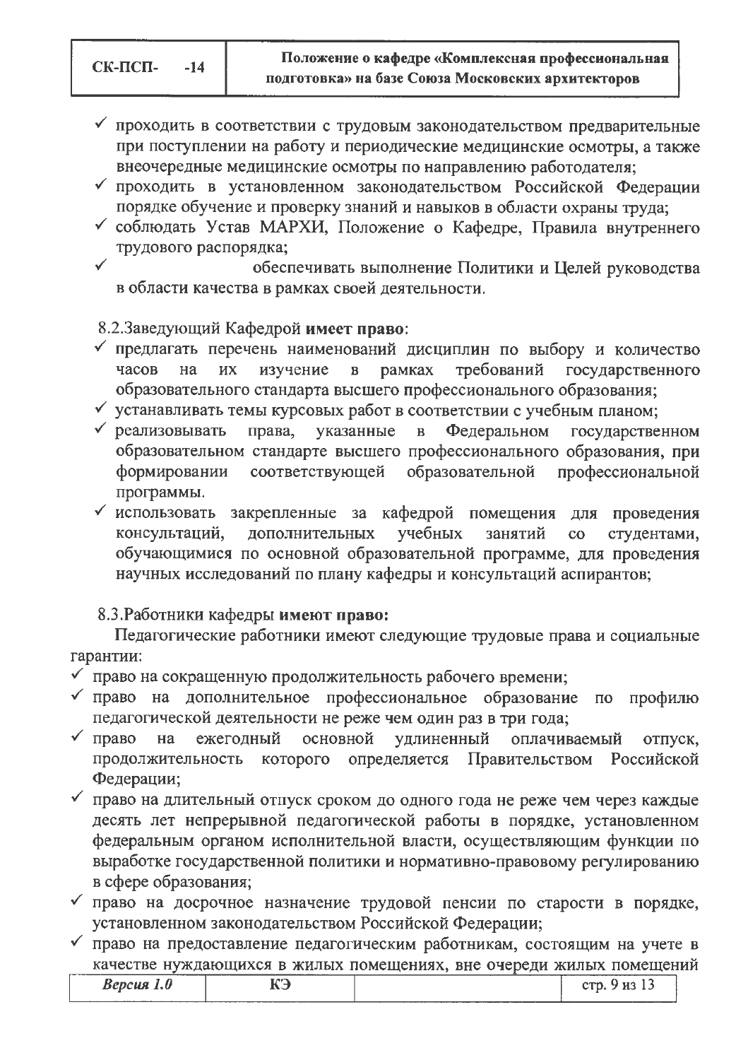- ✓ проходить в соответствии с трудовым законодательством предварительные при поступлении на работу и периодические медицинские осмотры, а также внеочередные медицинские осмотры по направлению работодателя;
- ✓ проходить в установленном законодательством Российской Федерации порядке обучение и проверку знаний и навыков в области охраны труда;
- ✓ соблюдать Устав МАРХИ, Положение о Кафедре, Правила внутреннего трудового распорядка;
- ✓ обеспечивать выполнение Политики и Целей руководства в области качества в рамках своей деятельности.

8.2.Заведующий Кафедрой **имеет право**:

- ✓ предлагать перечень наименований дисциплин по выбору и количество часов на их изучение в рамках требований государственного образовательного стандарта высшего профессионального образования;
- ✓ устанавливать темы курсовых работ в соответствии с учебным планом;
- ✓ реализовывать права, указанные в Федеральном государственном образовательном стандарте высшего профессионального образования, при формировании соответствующей образовательной профессиональной программы.
- ✓ использовать закрепленные за кафедрой помещения для проведения консультаций, дополнительных учебных занятий со студентами, обучающимися по основной образовательной программе, для проведения научных исследований по плану кафедры и консультаций аспирантов;

8.3.Работники кафедры **имеют право:**

Педагогические работники имеют следующие трудовые права и социальные гарантии:

- ✓ право на сокращенную продолжительность рабочего времени;
- ✓ право на дополнительное профессиональное образование по профилю педагогической деятельности не реже чем один раз в три года;
- ✓ право на ежегодный основной удлиненный оплачиваемый отпуск, продолжительность которого определяется Правительством Российской Федерации;
- ✓ право на длительный отпуск сроком до одного года не реже чем через каждые десять лет непрерывной педагогической работы в порядке, установленном федеральным органом исполнительной власти, осуществляющим функции по выработке государственной политики и нормативно-правовому регулированию в сфере образования;
- ✓ право на досрочное назначение трудовой пенсии по старости в порядке, установленном законодательством Российской Федерации;
- ✓ право на предоставление педагогическим работникам, состоящим на учете в качестве нуждающихся в жилых помещениях, вне очереди жилых помещений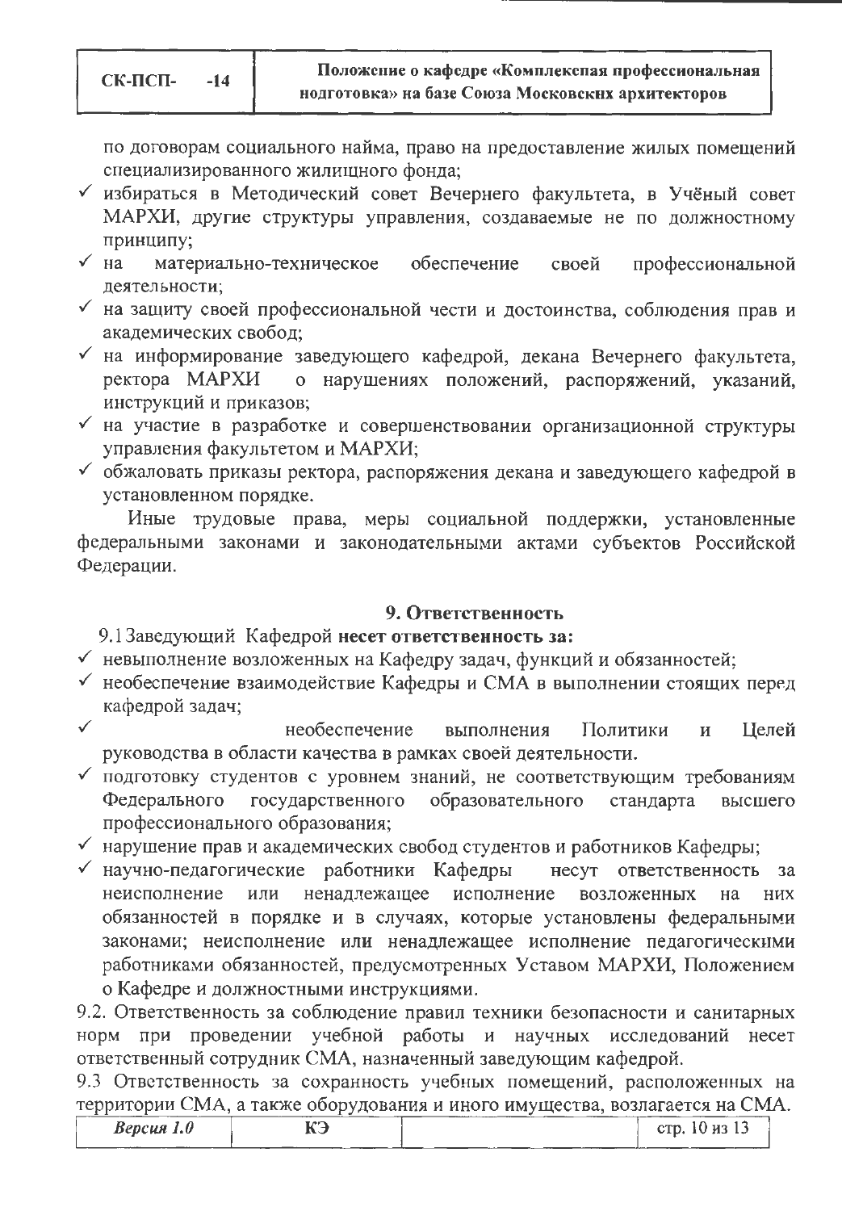по договорам социального найма, право на предоставление жилых помещений специализированного жилищного фонда;

- ✓ избираться в Методический совет Вечернего факультета, в Учёный совет МАРХИ, другие структуры управления, создаваемые не по должностному принципу;
- ✓ на материально-техническое обеспечение своей профессиональной деятельности;
- ✓ на защиту своей профессиональной чести и достоинства, соблюдения прав и академических свобод;
- ✓ на информирование заведующего кафедрой, декана Вечернего факультета, ректора МАРХИ о нарушениях положений, распоряжений, указаний, инструкций и приказов;
- ✓ на участие в разработке и совершенствовании организационной структуры управления факультетом и МАРХИ;
- ✓ обжаловать приказы ректора, распоряжения декана и заведующего кафедрой в установленном порядке.

Иные трудовые права, меры социальной поддержки, установленные федеральными законами и законодательными актами субъектов Российской Федерации.

## 9. Ответственность

9.1 Заведующий Кафедрой **несет ответственность за:**

- ✓ невыполнение возложенных на Кафедру задач, функций и обязанностей;
- ✓ необеспечение взаимодействие Кафедры и СМА в выполнении стоящих перед кафедрой задач;
- ✓ необеспечение выполнения Политики и Целей руководства в области качества в рамках своей деятельности.
- ✓ подготовку студентов с уровнем знаний, не соответствующим требованиям Федерального государственного образовательного стандарта высшего профессионального образования;
- ✓ нарушение прав и академических свобод студентов и работников Кафедры;
- ✓ научно-педагогические работники Кафедры несут ответственность за неисполнение или ненадлежащее исполнение возложенных на них обязанностей в порядке и в случаях, которые установлены федеральными законами; неисполнение или ненадлежащее исполнение педагогическими работниками обязанностей, предусмотренных Уставом МАРХИ, Положением о Кафедре и должностными инструкциями.

9.2. Ответственность за соблюдение правил техники безопасности и санитарных норм при проведении учебной работы и научных исследований несет ответственный сотрудник СМА, назначенный заведующим кафедрой.

9.3 Ответственность за сохранность учебных помещений, расположенных на территории СМА, а также оборудования и иного имущества, возлагается на СМА.